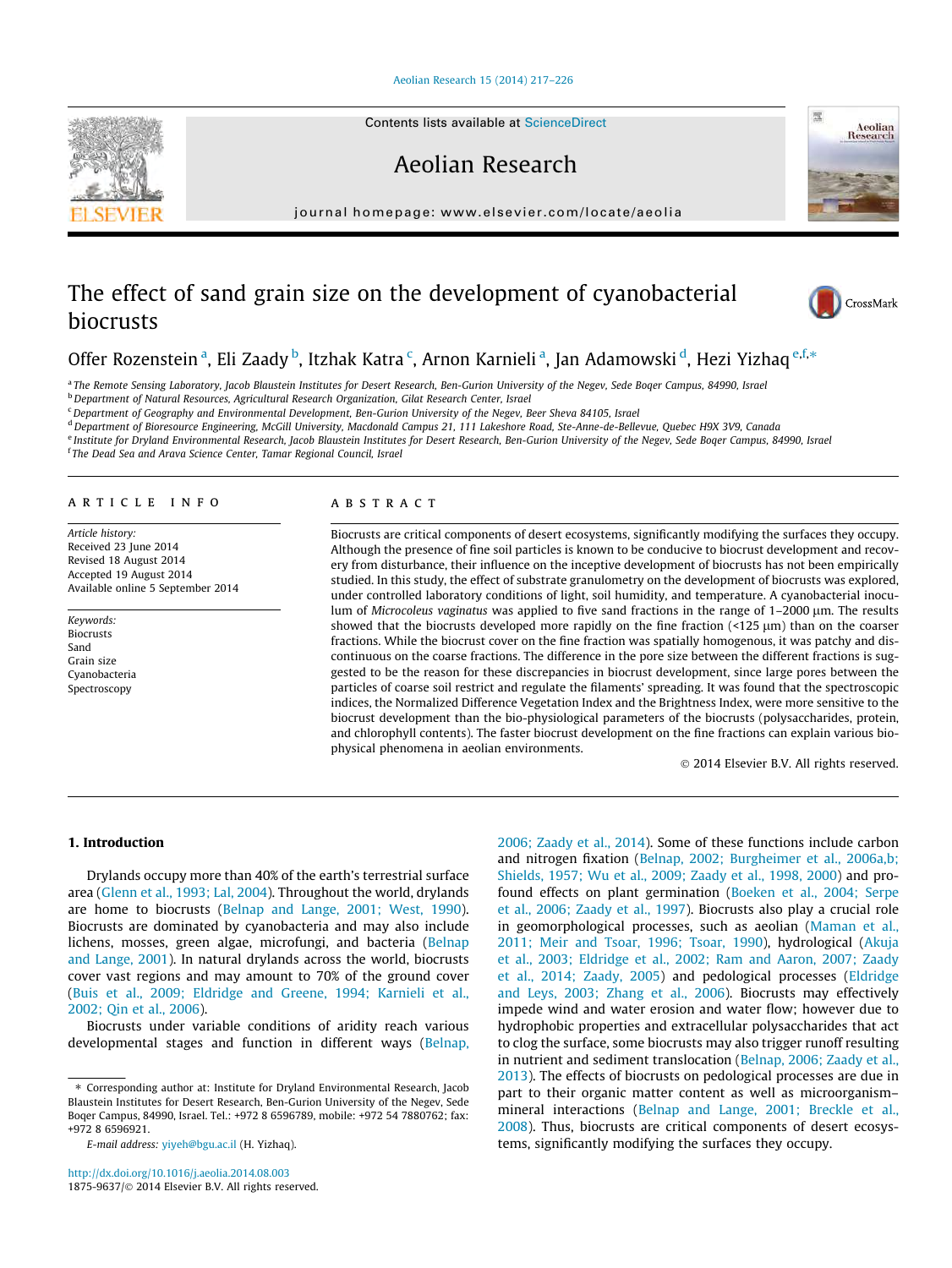# The effect of sand grain size on the development of cyanobacterial biocrusts

Offer Rozenstein[a], Eli Zaady[b], Itzhak Katra[c], Arnon Karnieli[a], Jan Adamowski[d], Hezi Yizhaq[e,f,*]

[a] The Remote Sensing Laboratory, Jacob Blaustein Institutes for Desert Research, Ben-Gurion University of the Negev, Sede Boqer Campus, 84990, Israel
[b] Department of Natural Resources, Agricultural Research Organization, Gilat Research Center, Israel
[c] Department of Geography and Environmental Development, Ben-Gurion University of the Negev, Beer Sheva 84105, Israel
[d] Department of Bioresource Engineering, McGill University, Macdonald Campus 21, 111 Lakeshore Road, Ste-Anne-de-Bellevue, Quebec H9X 3V9, Canada
[e] Institute for Dryland Environmental Research, Jacob Blaustein Institutes for Desert Research, Ben-Gurion University of the Negev, Sede Boqer Campus, 84990, Israel
[f] The Dead Sea and Arava Science Center, Tamar Regional Council, Israel

## ARTICLE INFO

*Article history:*
Received 23 June 2014
Revised 18 August 2014
Accepted 19 August 2014
Available online 5 September 2014

*Keywords:*
Biocrusts
Sand
Grain size
Cyanobacteria
Spectroscopy

## ABSTRACT

Biocrusts are critical components of desert ecosystems, significantly modifying the surfaces they occupy. Although the presence of fine soil particles is known to be conducive to biocrust development and recovery from disturbance, their influence on the inceptive development of biocrusts has not been empirically studied. In this study, the effect of substrate granulometry on the development of biocrusts was explored, under controlled laboratory conditions of light, soil humidity, and temperature. A cyanobacterial inoculum of *Microcoleus vaginatus* was applied to five sand fractions in the range of 1–2000 μm. The results showed that the biocrusts developed more rapidly on the fine fraction (<125 μm) than on the coarser fractions. While the biocrust cover on the fine fraction was spatially homogenous, it was patchy and discontinuous on the coarse fractions. The difference in the pore size between the different fractions is suggested to be the reason for these discrepancies in biocrust development, since large pores between the particles of coarse soil restrict and regulate the filaments' spreading. It was found that the spectroscopic indices, the Normalized Difference Vegetation Index and the Brightness Index, were more sensitive to the biocrust development than the bio-physiological parameters of the biocrusts (polysaccharides, protein, and chlorophyll contents). The faster biocrust development on the fine fractions can explain various biophysical phenomena in aeolian environments.

© 2014 Elsevier B.V. All rights reserved.

## 1. Introduction

Drylands occupy more than 40% of the earth's terrestrial surface area (Glenn et al., 1993; Lal, 2004). Throughout the world, drylands are home to biocrusts (Belnap and Lange, 2001; West, 1990). Biocrusts are dominated by cyanobacteria and may also include lichens, mosses, green algae, microfungi, and bacteria (Belnap and Lange, 2001). In natural drylands across the world, biocrusts cover vast regions and may amount to 70% of the ground cover (Buis et al., 2009; Eldridge and Greene, 1994; Karnieli et al., 2002; Qin et al., 2006).

Biocrusts under variable conditions of aridity reach various developmental stages and function in different ways (Belnap, 2006; Zaady et al., 2014). Some of these functions include carbon and nitrogen fixation (Belnap, 2002; Burgheimer et al., 2006a,b; Shields, 1957; Wu et al., 2009; Zaady et al., 1998, 2000) and profound effects on plant germination (Boeken et al., 2004; Serpe et al., 2006; Zaady et al., 1997). Biocrusts also play a crucial role in geomorphological processes, such as aeolian (Maman et al., 2011; Meir and Tsoar, 1996; Tsoar, 1990), hydrological (Akuja et al., 2003; Eldridge et al., 2002; Ram and Aaron, 2007; Zaady et al., 2014; Zaady, 2005) and pedological processes (Eldridge and Leys, 2003; Zhang et al., 2006). Biocrusts may effectively impede wind and water erosion and water flow; however due to hydrophobic properties and extracellular polysaccharides that act to clog the surface, some biocrusts may also trigger runoff resulting in nutrient and sediment translocation (Belnap, 2006; Zaady et al., 2013). The effects of biocrusts on pedological processes are due in part to their organic matter content as well as microorganism–mineral interactions (Belnap and Lange, 2001; Breckle et al., 2008). Thus, biocrusts are critical components of desert ecosystems, significantly modifying the surfaces they occupy.

---

* Corresponding author at: Institute for Dryland Environmental Research, Jacob Blaustein Institutes for Desert Research, Ben-Gurion University of the Negev, Sede Boqer Campus, 84990, Israel. Tel.: +972 8 6596789, mobile: +972 54 7880762; fax: +972 8 6596921.

*E-mail address:* yiyeh@bgu.ac.il (H. Yizhaq).

http://dx.doi.org/10.1016/j.aeolia.2014.08.003
1875-9637/© 2014 Elsevier B.V. All rights reserved.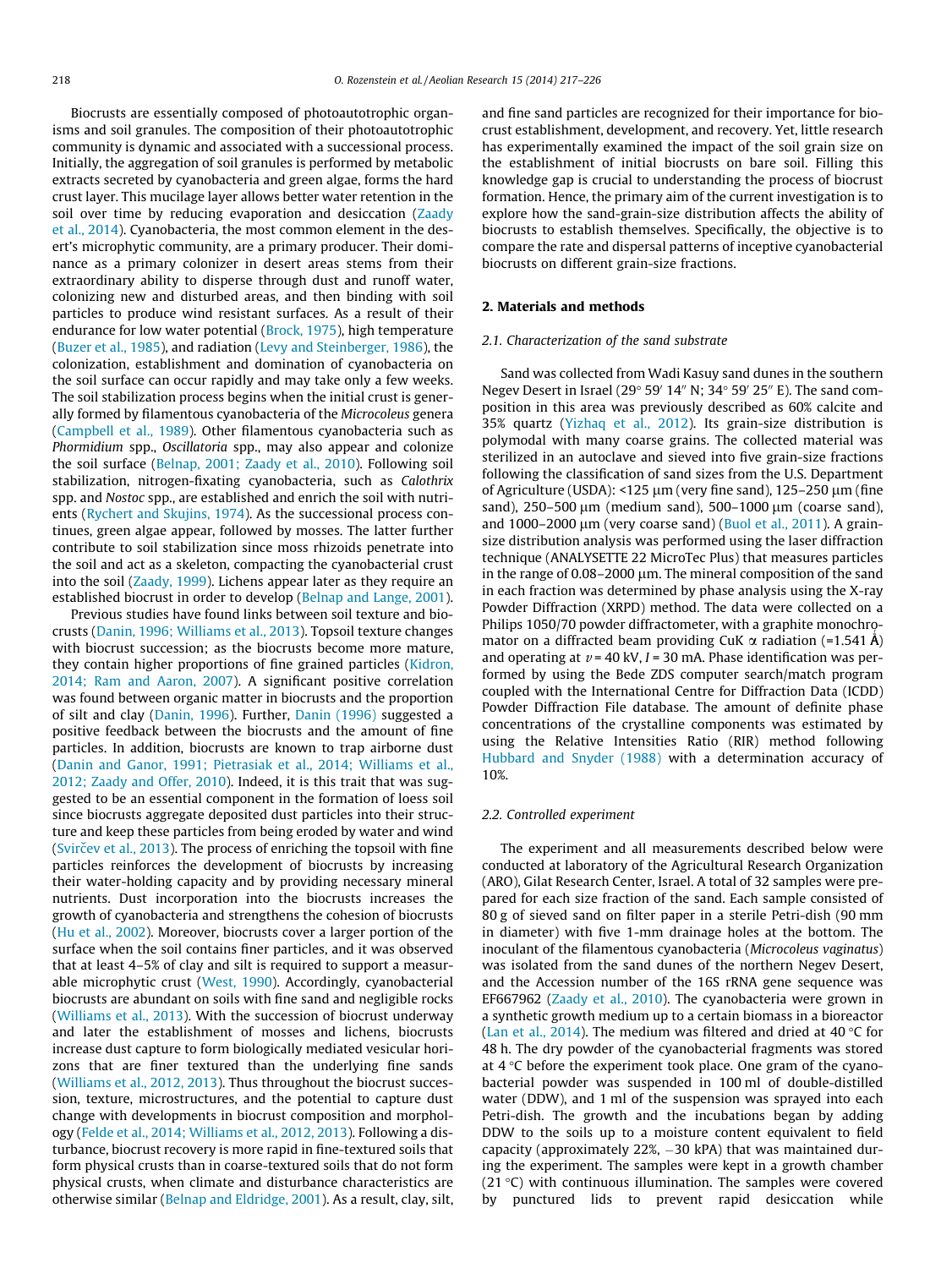Biocrusts are essentially composed of photoautotrophic organisms and soil granules. The composition of their photoautotrophic community is dynamic and associated with a successional process. Initially, the aggregation of soil granules is performed by metabolic extracts secreted by cyanobacteria and green algae, forms the hard crust layer. This mucilage layer allows better water retention in the soil over time by reducing evaporation and desiccation (Zaady et al., 2014). Cyanobacteria, the most common element in the desert's microphytic community, are a primary producer. Their dominance as a primary colonizer in desert areas stems from their extraordinary ability to disperse through dust and runoff water, colonizing new and disturbed areas, and then binding with soil particles to produce wind resistant surfaces. As a result of their endurance for low water potential (Brock, 1975), high temperature (Buzer et al., 1985), and radiation (Levy and Steinberger, 1986), the colonization, establishment and domination of cyanobacteria on the soil surface can occur rapidly and may take only a few weeks. The soil stabilization process begins when the initial crust is generally formed by filamentous cyanobacteria of the *Microcoleus* genera (Campbell et al., 1989). Other filamentous cyanobacteria such as *Phormidium* spp., *Oscillatoria* spp., may also appear and colonize the soil surface (Belnap, 2001; Zaady et al., 2010). Following soil stabilization, nitrogen-fixating cyanobacteria, such as *Calothrix* spp. and *Nostoc* spp., are established and enrich the soil with nutrients (Rychert and Skujins, 1974). As the successional process continues, green algae appear, followed by mosses. The latter further contribute to soil stabilization since moss rhizoids penetrate into the soil and act as a skeleton, compacting the cyanobacterial crust into the soil (Zaady, 1999). Lichens appear later as they require an established biocrust in order to develop (Belnap and Lange, 2001).

Previous studies have found links between soil texture and biocrusts (Danin, 1996; Williams et al., 2013). Topsoil texture changes with biocrust succession; as the biocrusts become more mature, they contain higher proportions of fine grained particles (Kidron, 2014; Ram and Aaron, 2007). A significant positive correlation was found between organic matter in biocrusts and the proportion of silt and clay (Danin, 1996). Further, Danin (1996) suggested a positive feedback between the biocrusts and the amount of fine particles. In addition, biocrusts are known to trap airborne dust (Danin and Ganor, 1991; Pietrasiak et al., 2014; Williams et al., 2012; Zaady and Offer, 2010). Indeed, it is this trait that was suggested to be an essential component in the formation of loess soil since biocrusts aggregate deposited dust particles into their structure and keep these particles from being eroded by water and wind (Svirčev et al., 2013). The process of enriching the topsoil with fine particles reinforces the development of biocrusts by increasing their water-holding capacity and by providing necessary mineral nutrients. Dust incorporation into the biocrusts increases the growth of cyanobacteria and strengthens the cohesion of biocrusts (Hu et al., 2002). Moreover, biocrusts cover a larger portion of the surface when the soil contains finer particles, and it was observed that at least 4–5% of clay and silt is required to support a measurable microphytic crust (West, 1990). Accordingly, cyanobacterial biocrusts are abundant on soils with fine sand and negligible rocks (Williams et al., 2013). With the succession of biocrust underway and later the establishment of mosses and lichens, biocrusts increase dust capture to form biologically mediated vesicular horizons that are finer textured than the underlying fine sands (Williams et al., 2012, 2013). Thus throughout the biocrust succession, texture, microstructures, and the potential to capture dust change with developments in biocrust composition and morphology (Felde et al., 2014; Williams et al., 2012, 2013). Following a disturbance, biocrust recovery is more rapid in fine-textured soils that form physical crusts than in coarse-textured soils that do not form physical crusts, when climate and disturbance characteristics are otherwise similar (Belnap and Eldridge, 2001). As a result, clay, silt, and fine sand particles are recognized for their importance for biocrust establishment, development, and recovery. Yet, little research has experimentally examined the impact of the soil grain size on the establishment of initial biocrusts on bare soil. Filling this knowledge gap is crucial to understanding the process of biocrust formation. Hence, the primary aim of the current investigation is to explore how the sand-grain-size distribution affects the ability of biocrusts to establish themselves. Specifically, the objective is to compare the rate and dispersal patterns of inceptive cyanobacterial biocrusts on different grain-size fractions.

## 2. Materials and methods

### 2.1. Characterization of the sand substrate

Sand was collected from Wadi Kasuy sand dunes in the southern Negev Desert in Israel (29° 59′ 14″ N; 34° 59′ 25″ E). The sand composition in this area was previously described as 60% calcite and 35% quartz (Yizhaq et al., 2012). Its grain-size distribution is polymodal with many coarse grains. The collected material was sterilized in an autoclave and sieved into five grain-size fractions following the classification of sand sizes from the U.S. Department of Agriculture (USDA): <125 μm (very fine sand), 125–250 μm (fine sand), 250–500 μm (medium sand), 500–1000 μm (coarse sand), and 1000–2000 μm (very coarse sand) (Buol et al., 2011). A grain-size distribution analysis was performed using the laser diffraction technique (ANALYSETTE 22 MicroTec Plus) that measures particles in the range of 0.08–2000 μm. The mineral composition of the sand in each fraction was determined by phase analysis using the X-ray Powder Diffraction (XRPD) method. The data were collected on a Philips 1050/70 powder diffractometer, with a graphite monochromator on a diffracted beam providing CuK α radiation (=1.541 Å) and operating at $v$ = 40 kV, $I$ = 30 mA. Phase identification was performed by using the Bede ZDS computer search/match program coupled with the International Centre for Diffraction Data (ICDD) Powder Diffraction File database. The amount of definite phase concentrations of the crystalline components was estimated by using the Relative Intensities Ratio (RIR) method following Hubbard and Snyder (1988) with a determination accuracy of 10%.

### 2.2. Controlled experiment

The experiment and all measurements described below were conducted at laboratory of the Agricultural Research Organization (ARO), Gilat Research Center, Israel. A total of 32 samples were prepared for each size fraction of the sand. Each sample consisted of 80 g of sieved sand on filter paper in a sterile Petri-dish (90 mm in diameter) with five 1-mm drainage holes at the bottom. The inoculant of the filamentous cyanobacteria (*Microcoleus vaginatus*) was isolated from the sand dunes of the northern Negev Desert, and the Accession number of the 16S rRNA gene sequence was EF667962 (Zaady et al., 2010). The cyanobacteria were grown in a synthetic growth medium up to a certain biomass in a bioreactor (Lan et al., 2014). The medium was filtered and dried at 40 °C for 48 h. The dry powder of the cyanobacterial fragments was stored at 4 °C before the experiment took place. One gram of the cyanobacterial powder was suspended in 100 ml of double-distilled water (DDW), and 1 ml of the suspension was sprayed into each Petri-dish. The growth and the incubations began by adding DDW to the soils up to a moisture content equivalent to field capacity (approximately 22%, −30 kPA) that was maintained during the experiment. The samples were kept in a growth chamber (21 °C) with continuous illumination. The samples were covered by punctured lids to prevent rapid desiccation while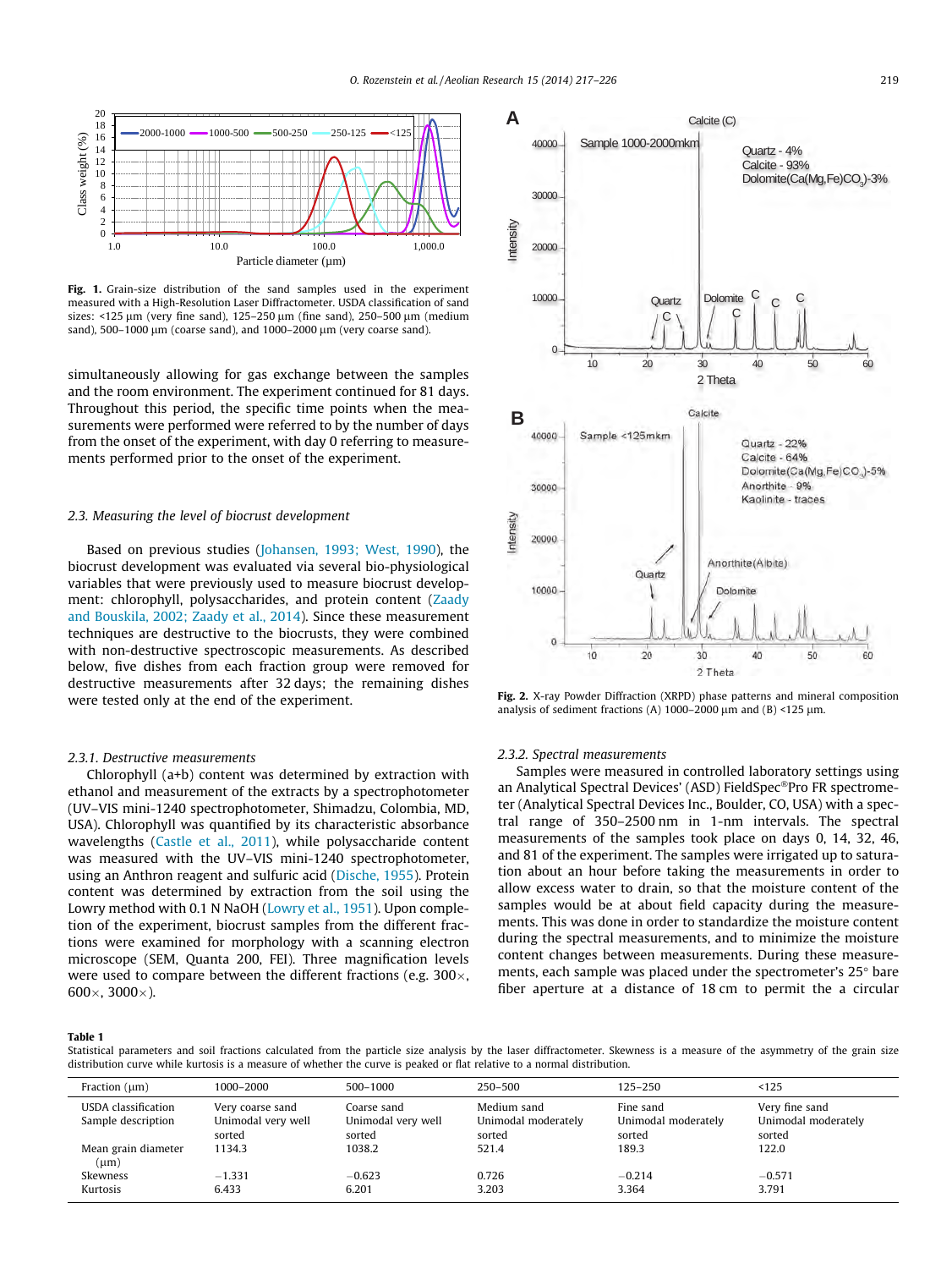**Fig. 1.** Grain-size distribution of the sand samples used in the experiment measured with a High-Resolution Laser Diffractometer. USDA classification of sand sizes: <125 μm (very fine sand), 125–250 μm (fine sand), 250–500 μm (medium sand), 500–1000 μm (coarse sand), and 1000–2000 μm (very coarse sand).

simultaneously allowing for gas exchange between the samples and the room environment. The experiment continued for 81 days. Throughout this period, the specific time points when the measurements were performed were referred to by the number of days from the onset of the experiment, with day 0 referring to measurements performed prior to the onset of the experiment.

### 2.3. Measuring the level of biocrust development

Based on previous studies (Johansen, 1993; West, 1990), the biocrust development was evaluated via several bio-physiological variables that were previously used to measure biocrust development: chlorophyll, polysaccharides, and protein content (Zaady and Bouskila, 2002; Zaady et al., 2014). Since these measurement techniques are destructive to the biocrusts, they were combined with non-destructive spectroscopic measurements. As described below, five dishes from each fraction group were removed for destructive measurements after 32 days; the remaining dishes were tested only at the end of the experiment.

#### 2.3.1. Destructive measurements

Chlorophyll (a+b) content was determined by extraction with ethanol and measurement of the extracts by a spectrophotometer (UV–VIS mini-1240 spectrophotometer, Shimadzu, Colombia, MD, USA). Chlorophyll was quantified by its characteristic absorbance wavelengths (Castle et al., 2011), while polysaccharide content was measured with the UV–VIS mini-1240 spectrophotometer, using an Anthron reagent and sulfuric acid (Dische, 1955). Protein content was determined by extraction from the soil using the Lowry method with 0.1 N NaOH (Lowry et al., 1951). Upon completion of the experiment, biocrust samples from the different fractions were examined for morphology with a scanning electron microscope (SEM, Quanta 200, FEI). Three magnification levels were used to compare between the different fractions (e.g. 300×, 600×, 3000×).

**Fig. 2.** X-ray Powder Diffraction (XRPD) phase patterns and mineral composition analysis of sediment fractions (A) 1000–2000 μm and (B) <125 μm.

#### 2.3.2. Spectral measurements

Samples were measured in controlled laboratory settings using an Analytical Spectral Devices' (ASD) FieldSpec®Pro FR spectrometer (Analytical Spectral Devices Inc., Boulder, CO, USA) with a spectral range of 350–2500 nm in 1-nm intervals. The spectral measurements of the samples took place on days 0, 14, 32, 46, and 81 of the experiment. The samples were irrigated up to saturation about an hour before taking the measurements in order to allow excess water to drain, so that the moisture content of the samples would be at about field capacity during the measurements. This was done in order to standardize the moisture content during the spectral measurements, and to minimize the moisture content changes between measurements. During the spectral measurements, each sample was placed under the spectrometer's 25° bare fiber aperture at a distance of 18 cm to permit the a circular

**Table 1**
Statistical parameters and soil fractions calculated from the particle size analysis by the laser diffractometer. Skewness is a measure of the asymmetry of the grain size distribution curve while kurtosis is a measure of whether the curve is peaked or flat relative to a normal distribution.

| Fraction (μm) | 1000–2000 | 500–1000 | 250–500 | 125–250 | <125 |
|---|---|---|---|---|---|
| USDA classification | Very coarse sand | Coarse sand | Medium sand | Fine sand | Very fine sand |
| Sample description | Unimodal very well sorted | Unimodal very well sorted | Unimodal moderately sorted | Unimodal moderately sorted | Unimodal moderately sorted |
| Mean grain diameter (μm) | 1134.3 | 1038.2 | 521.4 | 189.3 | 122.0 |
| Skewness | −1.331 | −0.623 | 0.726 | −0.214 | −0.571 |
| Kurtosis | 6.433 | 6.201 | 3.203 | 3.364 | 3.791 |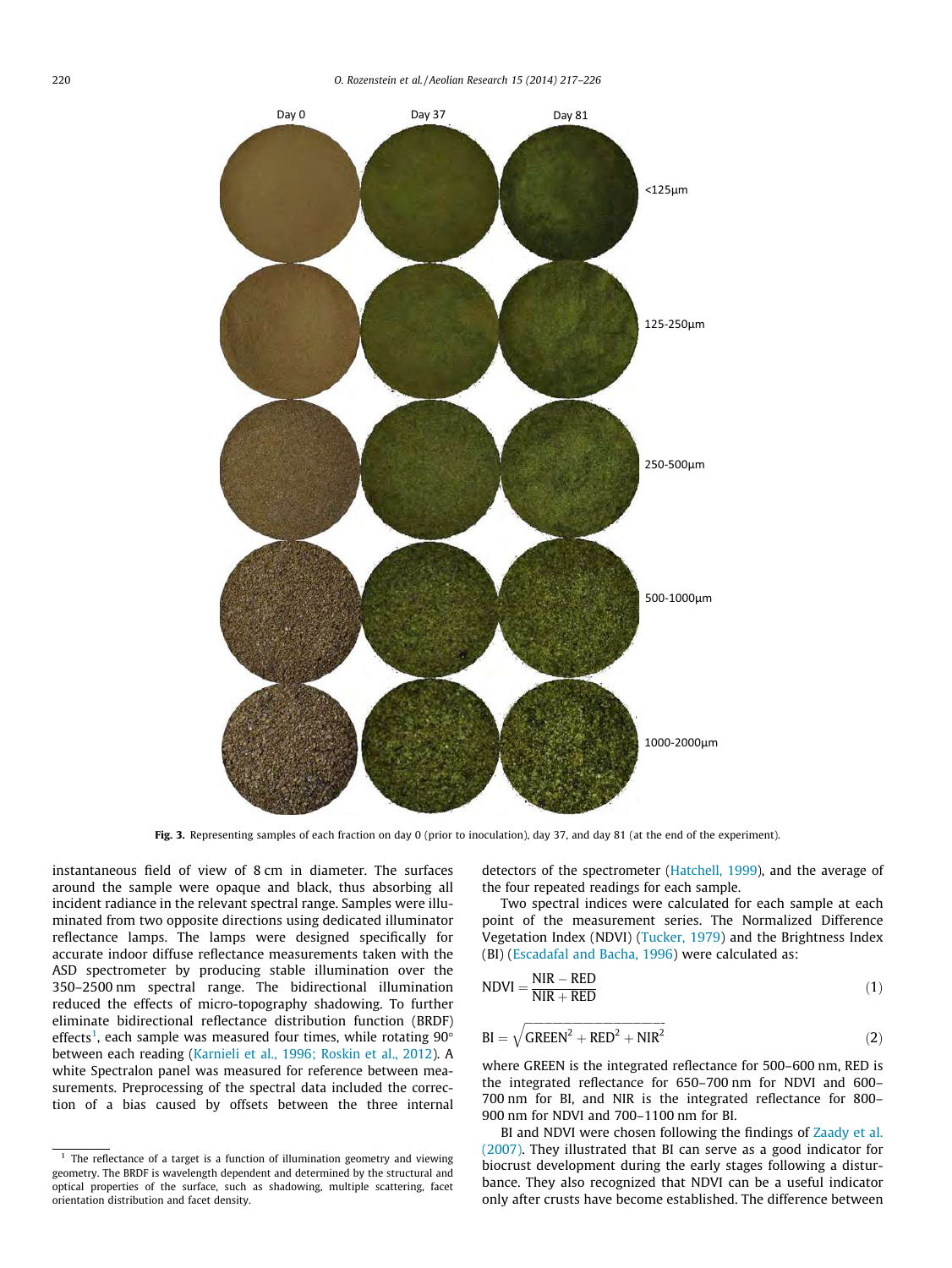Fig. 3. Representing samples of each fraction on day 0 (prior to inoculation), day 37, and day 81 (at the end of the experiment).

instantaneous field of view of 8 cm in diameter. The surfaces around the sample were opaque and black, thus absorbing all incident radiance in the relevant spectral range. Samples were illuminated from two opposite directions using dedicated illuminator reflectance lamps. The lamps were designed specifically for accurate indoor diffuse reflectance measurements taken with the ASD spectrometer by producing stable illumination over the 350–2500 nm spectral range. The bidirectional illumination reduced the effects of micro-topography shadowing. To further eliminate bidirectional reflectance distribution function (BRDF) effects[1], each sample was measured four times, while rotating 90° between each reading (Karnieli et al., 1996; Roskin et al., 2012). A white Spectralon panel was measured for reference between measurements. Preprocessing of the spectral data included the correction of a bias caused by offsets between the three internal detectors of the spectrometer (Hatchell, 1999), and the average of the four repeated readings for each sample.

Two spectral indices were calculated for each sample at each point of the measurement series. The Normalized Difference Vegetation Index (NDVI) (Tucker, 1979) and the Brightness Index (BI) (Escadafal and Bacha, 1996) were calculated as:

$$\mathrm{NDVI} = \frac{\mathrm{NIR} - \mathrm{RED}}{\mathrm{NIR} + \mathrm{RED}} \quad (1)$$

$$\mathrm{BI} = \sqrt{\mathrm{GREEN}^2 + \mathrm{RED}^2 + \mathrm{NIR}^2} \quad (2)$$

where GREEN is the integrated reflectance for 500–600 nm, RED is the integrated reflectance for 650–700 nm for NDVI and 600–700 nm for BI, and NIR is the integrated reflectance for 800–900 nm for NDVI and 700–1100 nm for BI.

BI and NDVI were chosen following the findings of Zaady et al. (2007). They illustrated that BI can serve as a good indicator for biocrust development during the early stages following a disturbance. They also recognized that NDVI can be a useful indicator only after crusts have become established. The difference between

[1] The reflectance of a target is a function of illumination geometry and viewing geometry. The BRDF is wavelength dependent and determined by the structural and optical properties of the surface, such as shadowing, multiple scattering, facet orientation distribution and facet density.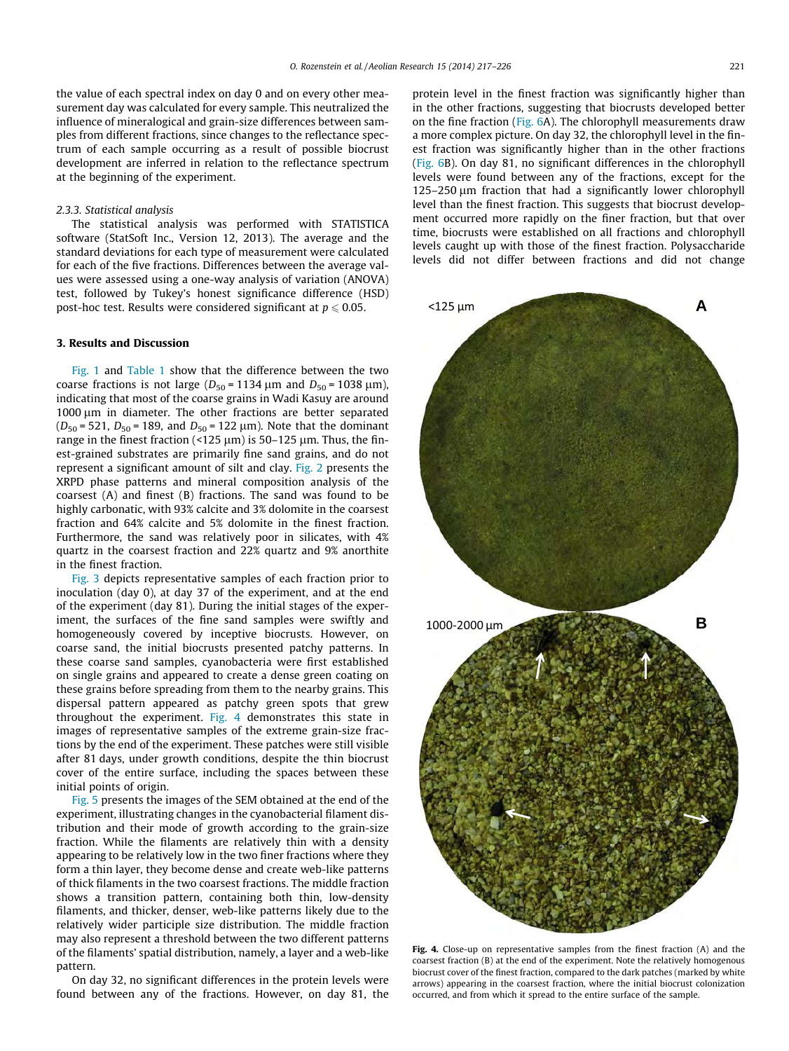the value of each spectral index on day 0 and on every other measurement day was calculated for every sample. This neutralized the influence of mineralogical and grain-size differences between samples from different fractions, since changes to the reflectance spectrum of each sample occurring as a result of possible biocrust development are inferred in relation to the reflectance spectrum at the beginning of the experiment.

### 2.3.3. Statistical analysis

The statistical analysis was performed with STATISTICA software (StatSoft Inc., Version 12, 2013). The average and the standard deviations for each type of measurement were calculated for each of the five fractions. Differences between the average values were assessed using a one-way analysis of variation (ANOVA) test, followed by Tukey's honest significance difference (HSD) post-hoc test. Results were considered significant at $p \leqslant 0.05$.

## 3. Results and Discussion

Fig. 1 and Table 1 show that the difference between the two coarse fractions is not large ($D_{50}$ = 1134 μm and $D_{50}$ = 1038 μm), indicating that most of the coarse grains in Wadi Kasuy are around 1000 μm in diameter. The other fractions are better separated ($D_{50}$ = 521, $D_{50}$ = 189, and $D_{50}$ = 122 μm). Note that the dominant range in the finest fraction (<125 μm) is 50–125 μm. Thus, the finest-grained substrates are primarily fine sand grains, and do not represent a significant amount of silt and clay. Fig. 2 presents the XRPD phase patterns and mineral composition analysis of the coarsest (A) and finest (B) fractions. The sand was found to be highly carbonatic, with 93% calcite and 3% dolomite in the coarsest fraction and 64% calcite and 5% dolomite in the finest fraction. Furthermore, the sand was relatively poor in silicates, with 4% quartz in the coarsest fraction and 22% quartz and 9% anorthite in the finest fraction.

Fig. 3 depicts representative samples of each fraction prior to inoculation (day 0), at day 37 of the experiment, and at the end of the experiment (day 81). During the initial stages of the experiment, the surfaces of the fine sand samples were swiftly and homogeneously covered by inceptive biocrusts. However, on coarse sand, the initial biocrusts presented patchy patterns. In these coarse sand samples, cyanobacteria were first established on single grains and appeared to create a dense green coating on these grains before spreading from them to the nearby grains. This dispersal pattern appeared as patchy green spots that grew throughout the experiment. Fig. 4 demonstrates this state in images of representative samples of the extreme grain-size fractions by the end of the experiment. These patches were still visible after 81 days, under growth conditions, despite the thin biocrust cover of the entire surface, including the spaces between these initial points of origin.

Fig. 5 presents the images of the SEM obtained at the end of the experiment, illustrating changes in the cyanobacterial filament distribution and their mode of growth according to the grain-size fraction. While the filaments are relatively thin with a density appearing to be relatively low in the two finer fractions where they form a thin layer, they become dense and create web-like patterns of thick filaments in the two coarsest fractions. The middle fraction shows a transition pattern, containing both thin, low-density filaments, and thicker, denser, web-like patterns likely due to the relatively wider participle size distribution. The middle fraction may also represent a threshold between the two different patterns of the filaments' spatial distribution, namely, a layer and a web-like pattern.

On day 32, no significant differences in the protein levels were found between any of the fractions. However, on day 81, the protein level in the finest fraction was significantly higher than in the other fractions, suggesting that biocrusts developed better on the fine fraction (Fig. 6A). The chlorophyll measurements draw a more complex picture. On day 32, the chlorophyll level in the finest fraction was significantly higher than in the other fractions (Fig. 6B). On day 81, no significant differences in the chlorophyll levels were found between any of the fractions, except for the 125–250 μm fraction that had a significantly lower chlorophyll level than the finest fraction. This suggests that biocrust development occurred more rapidly on the finer fraction, but that over time, biocrusts were established on all fractions and chlorophyll levels caught up with those of the finest fraction. Polysaccharide levels did not differ between fractions and did not change

**Fig. 4.** Close-up on representative samples from the finest fraction (A) and the coarsest fraction (B) at the end of the experiment. Note the relatively homogenous biocrust cover of the finest fraction, compared to the dark patches (marked by white arrows) appearing in the coarsest fraction, where the initial biocrust colonization occurred, and from which it spread to the entire surface of the sample.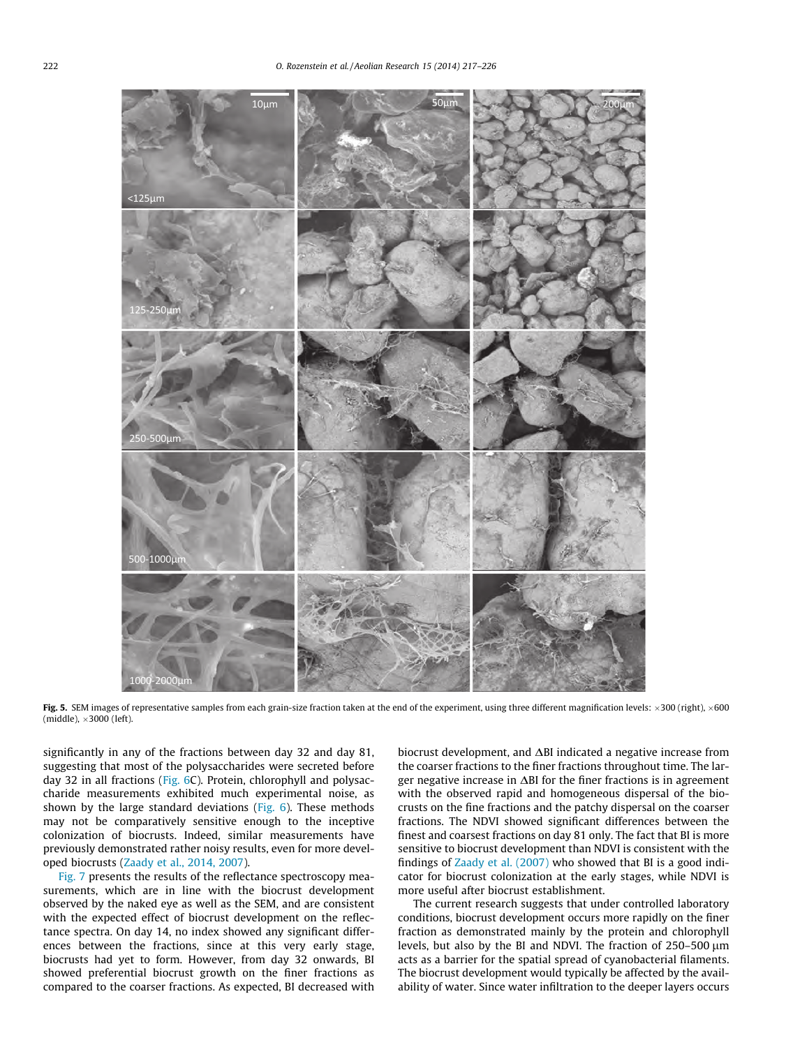**Fig. 5.** SEM images of representative samples from each grain-size fraction taken at the end of the experiment, using three different magnification levels: ×300 (right), ×600 (middle), ×3000 (left).

significantly in any of the fractions between day 32 and day 81, suggesting that most of the polysaccharides were secreted before day 32 in all fractions (Fig. 6C). Protein, chlorophyll and polysaccharide measurements exhibited much experimental noise, as shown by the large standard deviations (Fig. 6). These methods may not be comparatively sensitive enough to the inceptive colonization of biocrusts. Indeed, similar measurements have previously demonstrated rather noisy results, even for more developed biocrusts (Zaady et al., 2014, 2007).

Fig. 7 presents the results of the reflectance spectroscopy measurements, which are in line with the biocrust development observed by the naked eye as well as the SEM, and are consistent with the expected effect of biocrust development on the reflectance spectra. On day 14, no index showed any significant differences between the fractions, since at this very early stage, biocrusts had yet to form. However, from day 32 onwards, BI showed preferential biocrust growth on the finer fractions as compared to the coarser fractions. As expected, BI decreased with biocrust development, and ΔBI indicated a negative increase from the coarser fractions to the finer fractions throughout time. The larger negative increase in ΔBI for the finer fractions is in agreement with the observed rapid and homogeneous dispersal of the biocrusts on the fine fractions and the patchy dispersal on the coarser fractions. The NDVI showed significant differences between the finest and coarsest fractions on day 81 only. The fact that BI is more sensitive to biocrust development than NDVI is consistent with the findings of Zaady et al. (2007) who showed that BI is a good indicator for biocrust colonization at the early stages, while NDVI is more useful after biocrust establishment.

The current research suggests that under controlled laboratory conditions, biocrust development occurs more rapidly on the finer fraction as demonstrated mainly by the protein and chlorophyll levels, but also by the BI and NDVI. The fraction of 250–500 μm acts as a barrier for the spatial spread of cyanobacterial filaments. The biocrust development would typically be affected by the availability of water. Since water infiltration to the deeper layers occurs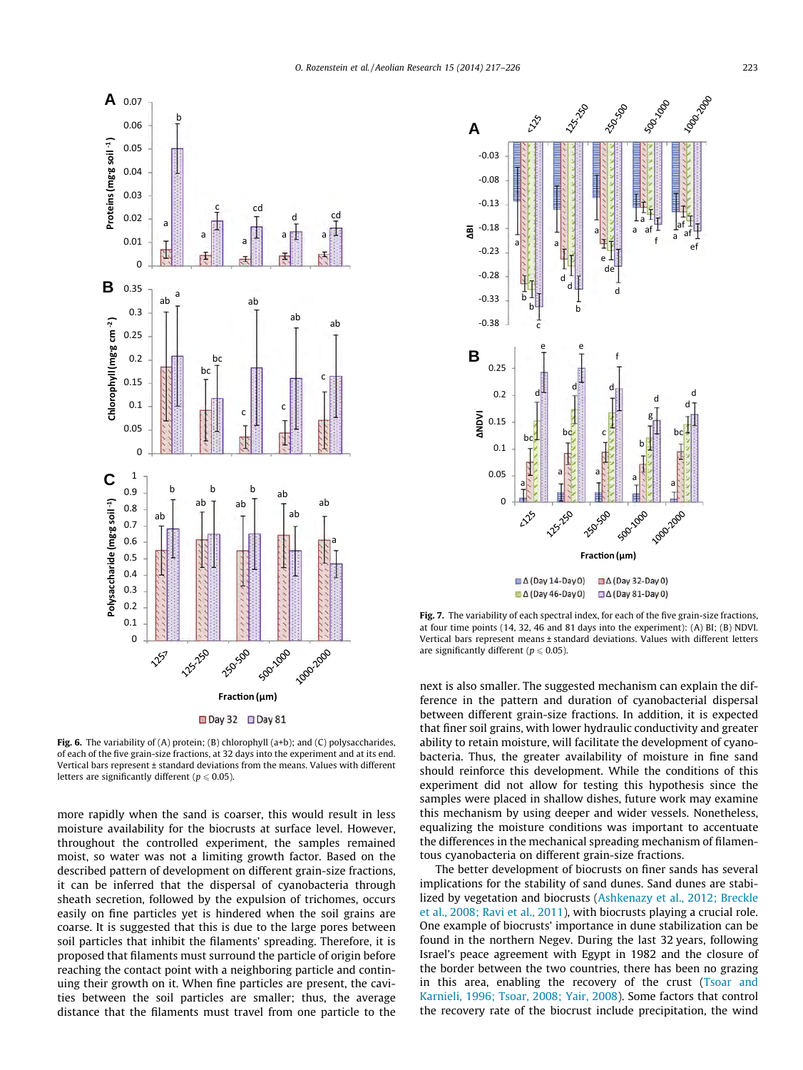A 0.07
0.06
0.05
0.04
0.03
0.02
0.01
0
Proteins (mg·g soil⁻¹)
a b a c a cd a d a cd

B 0.35
0.3
0.25
0.2
0.15
0.1
0.05
0
Chlorophyll (mg·g cm⁻²)
ab a bc bc c ab c ab c ab

C 1
0.9
0.8
0.7
0.6
0.5
0.4
0.3
0.2
0.1
0
Polysaccharide (mg·g soil⁻¹)
ab b ab b ab b ab ab ab a

125> 125-250 250-500 500-1000 1000-2000
Fraction (µm)
Day 32 Day 81

**Fig. 6.** The variability of (A) protein; (B) chlorophyll (a+b); and (C) polysaccharides, of each of the five grain-size fractions, at 32 days into the experiment and at its end. Vertical bars represent ± standard deviations from the means. Values with different letters are significantly different ($p \leqslant 0.05$).

A
<125 125-250 250-500 500-1000 1000-2000
-0.03
-0.08
-0.13
-0.18
-0.23
-0.28
-0.33
-0.38
ΔBI
a b b c a d d b a e de d a a af f a af af ef

B
0.25
0.2
0.15
0.1
0.05
0
ΔNDVI
a bc d e a bc d e a c d f a b g d a bc d d
<125 125-250 250-500 500-1000 1000-2000
Fraction (µm)
Δ (Day 14-Day 0) Δ (Day 32-Day 0)
Δ (Day 46-Day 0) Δ (Day 81-Day 0)

**Fig. 7.** The variability of each spectral index, for each of the five grain-size fractions, at four time points (14, 32, 46 and 81 days into the experiment): (A) BI; (B) NDVI. Vertical bars represent means ± standard deviations. Values with different letters are significantly different ($p \leqslant 0.05$).

more rapidly when the sand is coarser, this would result in less moisture availability for the biocrusts at surface level. However, throughout the controlled experiment, the samples remained moist, so water was not a limiting growth factor. Based on the described pattern of development on different grain-size fractions, it can be inferred that the dispersal of cyanobacteria through sheath secretion, followed by the expulsion of trichomes, occurs easily on fine particles yet is hindered when the soil grains are coarse. It is suggested that this is due to the large pores between soil particles that inhibit the filaments' spreading. Therefore, it is proposed that filaments must surround the particle of origin before reaching the contact point with a neighboring particle and continuing their growth on it. When fine particles are present, the cavities between the soil particles are smaller; thus, the average distance that the filaments must travel from one particle to the next is also smaller. The suggested mechanism can explain the difference in the pattern and duration of cyanobacterial dispersal between different grain-size fractions. In addition, it is expected that finer soil grains, with lower hydraulic conductivity and greater ability to retain moisture, will facilitate the development of cyanobacteria. Thus, the greater availability of moisture in fine sand should reinforce this development. While the conditions of this experiment did not allow for testing this hypothesis since the samples were placed in shallow dishes, future work may examine this mechanism by using deeper and wider vessels. Nonetheless, equalizing the moisture conditions was important to accentuate the differences in the mechanical spreading mechanism of filamentous cyanobacteria on different grain-size fractions.

The better development of biocrusts on finer sands has several implications for the stability of sand dunes. Sand dunes are stabilized by vegetation and biocrusts (Ashkenazy et al., 2012; Breckle et al., 2008; Ravi et al., 2011), with biocrusts playing a crucial role. One example of biocrusts' importance in dune stabilization can be found in the northern Negev. During the last 32 years, following Israel's peace agreement with Egypt in 1982 and the closure of the border between the two countries, there has been no grazing in this area, enabling the recovery of the crust (Tsoar and Karnieli, 1996; Tsoar, 2008; Yair, 2008). Some factors that control the recovery rate of the biocrust include precipitation, the wind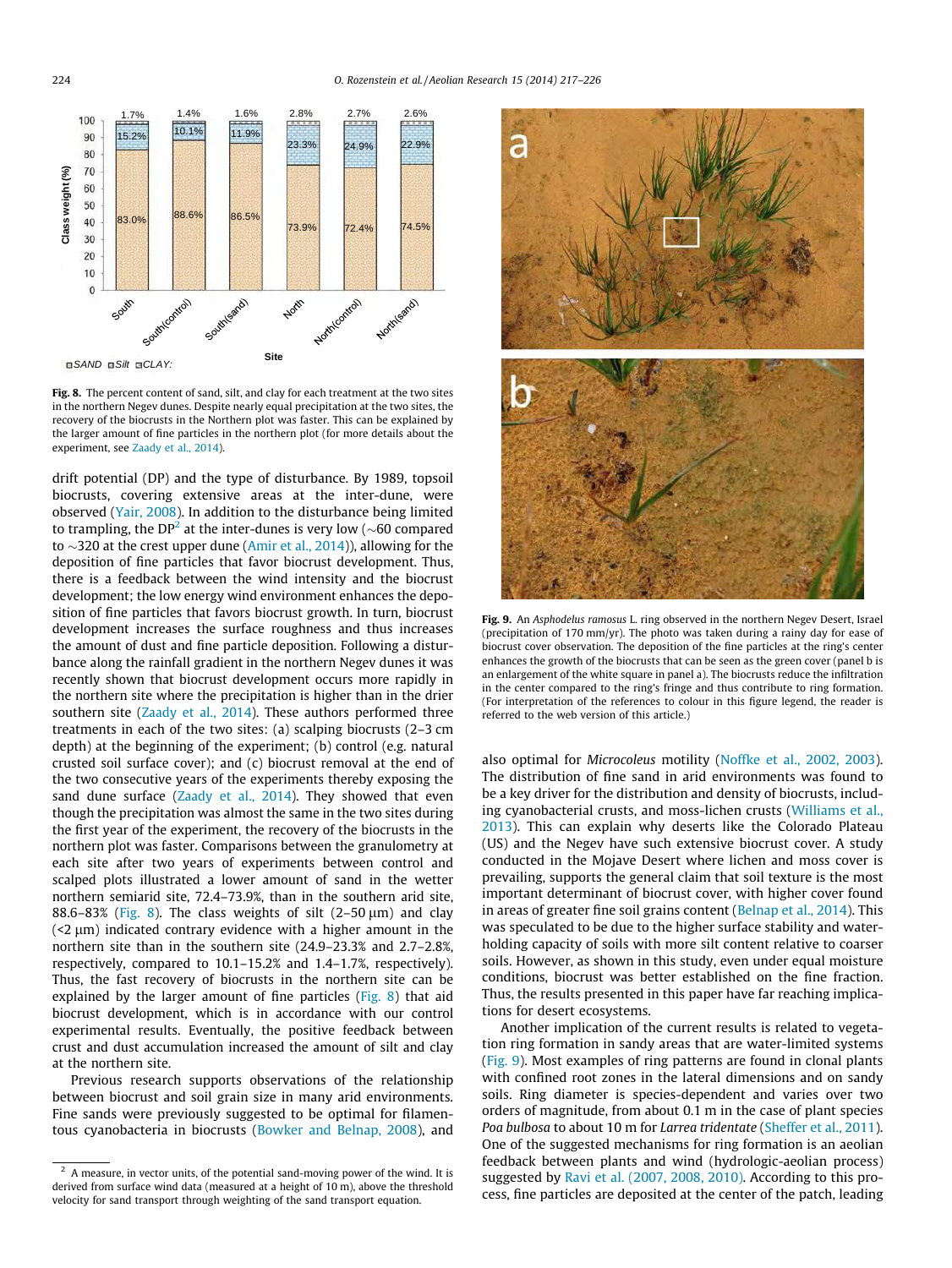Fig. 8. The percent content of sand, silt, and clay for each treatment at the two sites in the northern Negev dunes. Despite nearly equal precipitation at the two sites, the recovery of the biocrusts in the Northern plot was faster. This can be explained by the larger amount of fine particles in the northern plot (for more details about the experiment, see Zaady et al., 2014).

drift potential (DP) and the type of disturbance. By 1989, topsoil biocrusts, covering extensive areas at the inter-dune, were observed (Yair, 2008). In addition to the disturbance being limited to trampling, the DP[2] at the inter-dunes is very low (~60 compared to ~320 at the crest upper dune (Amir et al., 2014)), allowing for the deposition of fine particles that favor biocrust development. Thus, there is a feedback between the wind intensity and the biocrust development; the low energy wind environment enhances the deposition of fine particles that favors biocrust growth. In turn, biocrust development increases the surface roughness and thus increases the amount of dust and fine particle deposition. Following a disturbance along the rainfall gradient in the northern Negev dunes it was recently shown that biocrust development occurs more rapidly in the northern site where the precipitation is higher than in the drier southern site (Zaady et al., 2014). These authors performed three treatments in each of the two sites: (a) scalping biocrusts (2–3 cm depth) at the beginning of the experiment; (b) control (e.g. natural crusted soil surface cover); and (c) biocrust removal at the end of the two consecutive years of the experiments thereby exposing the sand dune surface (Zaady et al., 2014). They showed that even though the precipitation was almost the same in the two sites during the first year of the experiment, the recovery of the biocrusts in the northern plot was faster. Comparisons between the granulometry at each site after two years of experiments between control and scalped plots illustrated a lower amount of sand in the wetter northern semiarid site, 72.4–73.9%, than in the southern arid site, 88.6–83% (Fig. 8). The class weights of silt (2–50 μm) and clay (<2 μm) indicated contrary evidence with a higher amount in the northern site than in the southern site (24.9–23.3% and 2.7–2.8%, respectively, compared to 10.1–15.2% and 1.4–1.7%, respectively). Thus, the fast recovery of biocrusts in the northern site can be explained by the larger amount of fine particles (Fig. 8) that aid biocrust development, which is in accordance with our control experimental results. Eventually, the positive feedback between crust and dust accumulation increased the amount of silt and clay at the northern site.

Previous research supports observations of the relationship between biocrust and soil grain size in many arid environments. Fine sands were previously suggested to be optimal for filamentous cyanobacteria in biocrusts (Bowker and Belnap, 2008), and also optimal for *Microcoleus* motility (Noffke et al., 2002, 2003). The distribution of fine sand in arid environments was found to be a key driver for the distribution and density of biocrusts, including cyanobacterial crusts, and moss-lichen crusts (Williams et al., 2013). This can explain why deserts like the Colorado Plateau (US) and the Negev have such extensive biocrust cover. A study conducted in the Mojave Desert where lichen and moss cover is prevailing, supports the general claim that soil texture is the most important determinant of biocrust cover, with higher cover found in areas of greater fine soil grains content (Belnap et al., 2014). This was speculated to be due to the higher surface stability and water-holding capacity of soils with more silt content relative to coarser soils. However, as shown in this study, even under equal moisture conditions, biocrust was better established on the fine fraction. Thus, the results presented in this paper have far reaching implications for desert ecosystems.

Another implication of the current results is related to vegetation ring formation in sandy areas that are water-limited systems (Fig. 9). Most examples of ring patterns are found in clonal plants with confined root zones in the lateral dimensions and on sandy soils. Ring diameter is species-dependent and varies over two orders of magnitude, from about 0.1 m in the case of plant species *Poa bulbosa* to about 10 m for *Larrea tridentate* (Sheffer et al., 2011). One of the suggested mechanisms for ring formation is an aeolian feedback between plants and wind (hydrologic-aeolian process) suggested by Ravi et al. (2007, 2008, 2010). According to this process, fine particles are deposited at the center of the patch, leading

Fig. 9. An *Asphodelus ramosus* L. ring observed in the northern Negev Desert, Israel (precipitation of 170 mm/yr). The photo was taken during a rainy day for ease of biocrust cover observation. The deposition of the fine particles at the ring's center enhances the growth of the biocrusts that can be seen as the green cover (panel b is an enlargement of the white square in panel a). The biocrusts reduce the infiltration in the center compared to the ring's fringe and thus contribute to ring formation. (For interpretation of the references to colour in this figure legend, the reader is referred to the web version of this article.)

[2] A measure, in vector units, of the potential sand-moving power of the wind. It is derived from surface wind data (measured at a height of 10 m), above the threshold velocity for sand transport through weighting of the sand transport equation.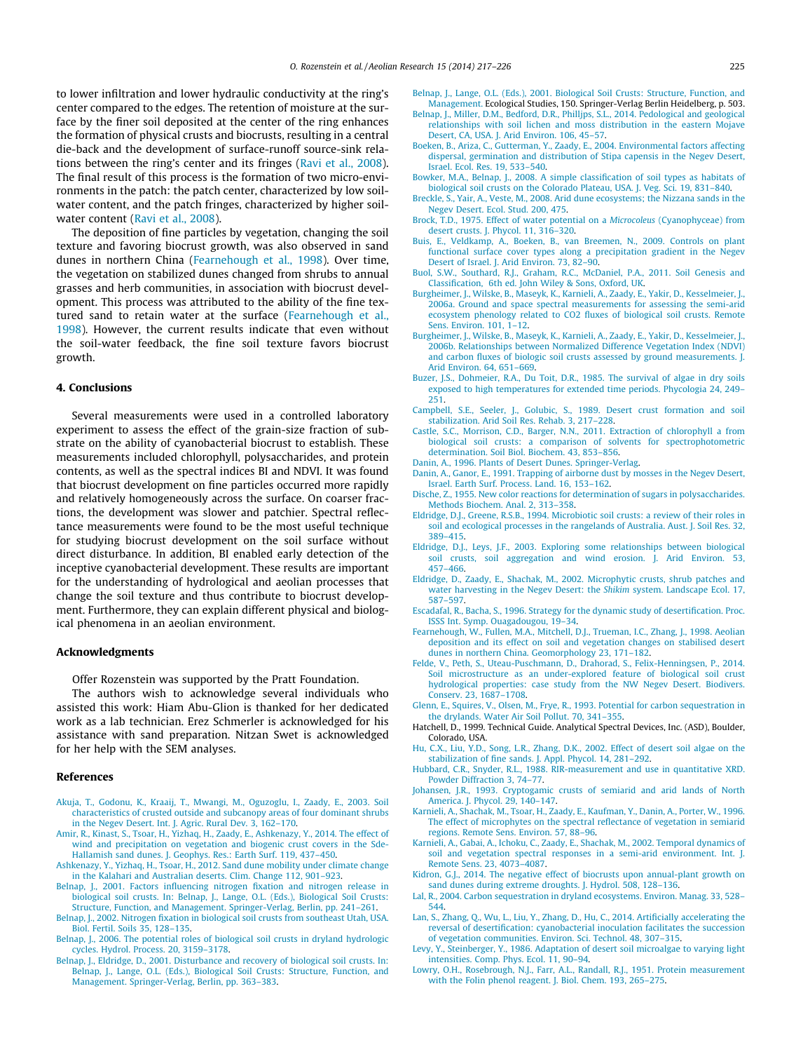to lower infiltration and lower hydraulic conductivity at the ring's center compared to the edges. The retention of moisture at the surface by the finer soil deposited at the center of the ring enhances the formation of physical crusts and biocrusts, resulting in a central die-back and the development of surface-runoff source-sink relations between the ring's center and its fringes (Ravi et al., 2008). The final result of this process is the formation of two micro-environments in the patch: the patch center, characterized by low soil-water content, and the patch fringes, characterized by higher soil-water content (Ravi et al., 2008).

The deposition of fine particles by vegetation, changing the soil texture and favoring biocrust growth, was also observed in sand dunes in northern China (Fearnehough et al., 1998). Over time, the vegetation on stabilized dunes changed from shrubs to annual grasses and herb communities, in association with biocrust development. This process was attributed to the ability of the fine textured sand to retain water at the surface (Fearnehough et al., 1998). However, the current results indicate that even without the soil-water feedback, the fine soil texture favors biocrust growth.

## 4. Conclusions

Several measurements were used in a controlled laboratory experiment to assess the effect of the grain-size fraction of substrate on the ability of cyanobacterial biocrust to establish. These measurements included chlorophyll, polysaccharides, and protein contents, as well as the spectral indices BI and NDVI. It was found that biocrust development on fine particles occurred more rapidly and relatively homogeneously across the surface. On coarser fractions, the development was slower and patchier. Spectral reflectance measurements were found to be the most useful technique for studying biocrust development on the soil surface without direct disturbance. In addition, BI enabled early detection of the inceptive cyanobacterial development. These results are important for the understanding of hydrological and aeolian processes that change the soil texture and thus contribute to biocrust development. Furthermore, they can explain different physical and biological phenomena in an aeolian environment.

## Acknowledgments

Offer Rozenstein was supported by the Pratt Foundation.

The authors wish to acknowledge several individuals who assisted this work: Hiam Abu-Glion is thanked for her dedicated work as a lab technician. Erez Schmerler is acknowledged for his assistance with sand preparation. Nitzan Swet is acknowledged for her help with the SEM analyses.

## References

Akuja, T., Godonu, K., Kraaij, T., Mwangi, M., Oguzoglu, I., Zaady, E., 2003. Soil characteristics of crusted outside and subcanopy areas of four dominant shrubs in the Negev Desert. Int. J. Agric. Rural Dev. 3, 162–170.

Amir, R., Kinast, S., Tsoar, H., Yizhaq, H., Zaady, E., Ashkenazy, Y., 2014. The effect of wind and precipitation on vegetation and biogenic crust covers in the Sde-Hallamish sand dunes. J. Geophys. Res.: Earth Surf. 119, 437–450.

Ashkenazy, Y., Yizhaq, H., Tsoar, H., 2012. Sand dune mobility under climate change in the Kalahari and Australian deserts. Clim. Change 112, 901–923.

Belnap, J., 2001. Factors influencing nitrogen fixation and nitrogen release in biological soil crusts. In: Belnap, J., Lange, O.L. (Eds.), Biological Soil Crusts: Structure, Function, and Management. Springer-Verlag, Berlin, pp. 241–261.

Belnap, J., 2002. Nitrogen fixation in biological soil crusts from southeast Utah, USA. Biol. Fertil. Soils 35, 128–135.

Belnap, J., 2006. The potential roles of biological soil crusts in dryland hydrologic cycles. Hydrol. Process. 20, 3159–3178.

Belnap, J., Eldridge, D., 2001. Disturbance and recovery of biological soil crusts. In: Belnap, J., Lange, O.L. (Eds.), Biological Soil Crusts: Structure, Function, and Management. Springer-Verlag, Berlin, pp. 363–383.

Belnap, J., Lange, O.L. (Eds.), 2001. Biological Soil Crusts: Structure, Function, and Management. Ecological Studies, 150. Springer-Verlag Berlin Heidelberg, p. 503.

Belnap, J., Miller, D.M., Bedford, D.R., Philljps, S.L., 2014. Pedological and geological relationships with soil lichen and moss distribution in the eastern Mojave Desert, CA, USA. J. Arid Environ. 106, 45–57.

Boeken, B., Ariza, C., Gutterman, Y., Zaady, E., 2004. Environmental factors affecting dispersal, germination and distribution of Stipa capensis in the Negev Desert, Israel. Ecol. Res. 19, 533–540.

Bowker, M.A., Belnap, J., 2008. A simple classification of soil types as habitats of biological soil crusts on the Colorado Plateau, USA. J. Veg. Sci. 19, 831–840.

Breckle, S., Yair, A., Veste, M., 2008. Arid dune ecosystems; the Nizzana sands in the Negev Desert. Ecol. Stud. 200, 475.

Brock, T.D., 1975. Effect of water potential on a *Microcoleus* (Cyanophyceae) from desert crusts. J. Phycol. 11, 316–320.

Buis, E., Veldkamp, A., Boeken, B., van Breemen, N., 2009. Controls on plant functional surface cover types along a precipitation gradient in the Negev Desert of Israel. J. Arid Environ. 73, 82–90.

Buol, S.W., Southard, R.J., Graham, R.C., McDaniel, P.A., 2011. Soil Genesis and Classification, 6th ed. John Wiley & Sons, Oxford, UK.

Burgheimer, J., Wilske, B., Maseyk, K., Karnieli, A., Zaady, E., Yakir, D., Kesselmeier, J., 2006a. Ground and space spectral measurements for assessing the semi-arid ecosystem phenology related to CO2 fluxes of biological soil crusts. Remote Sens. Environ. 101, 1–12.

Burgheimer, J., Wilske, B., Maseyk, K., Karnieli, A., Zaady, E., Yakir, D., Kesselmeier, J., 2006b. Relationships between Normalized Difference Vegetation Index (NDVI) and carbon fluxes of biologic soil crusts assessed by ground measurements. J. Arid Environ. 64, 651–669.

Buzer, J.S., Dohmeier, R.A., Du Toit, D.R., 1985. The survival of algae in dry soils exposed to high temperatures for extended time periods. Phycologia 24, 249–251.

Campbell, S.E., Seeler, J., Golubic, S., 1989. Desert crust formation and soil stabilization. Arid Soil Res. Rehab. 3, 217–228.

Castle, S.C., Morrison, C.D., Barger, N.N., 2011. Extraction of chlorophyll a from biological soil crusts: a comparison of solvents for spectrophotometric determination. Soil Biol. Biochem. 43, 853–856.

Danin, A., 1996. Plants of Desert Dunes. Springer-Verlag.

Danin, A., Ganor, E., 1991. Trapping of airborne dust by mosses in the Negev Desert, Israel. Earth Surf. Process. Land. 16, 153–162.

Dische, Z., 1955. New color reactions for determination of sugars in polysaccharides. Methods Biochem. Anal. 2, 313–358.

Eldridge, D.J., Greene, R.S.B., 1994. Microbiotic soil crusts: a review of their roles in soil and ecological processes in the rangelands of Australia. Aust. J. Soil Res. 32, 389–415.

Eldridge, D.J., Leys, J.F., 2003. Exploring some relationships between biological soil crusts, soil aggregation and wind erosion. J. Arid Environ. 53, 457–466.

Eldridge, D., Zaady, E., Shachak, M., 2002. Microphytic crusts, shrub patches and water harvesting in the Negev Desert: the *Shikim* system. Landscape Ecol. 17, 587–597.

Escadafal, R., Bacha, S., 1996. Strategy for the dynamic study of desertification. Proc. ISSS Int. Symp. Ouagadougou, 19–34.

Fearnehough, W., Fullen, M.A., Mitchell, D.J., Trueman, I.C., Zhang, J., 1998. Aeolian deposition and its effect on soil and vegetation changes on stabilised desert dunes in northern China. Geomorphology 23, 171–182.

Felde, V., Peth, S., Uteau-Puschmann, D., Drahorad, S., Felix-Henningsen, P., 2014. Soil microstructure as an under-explored feature of biological soil crust hydrological properties: case study from the NW Negev Desert. Biodivers. Conserv. 23, 1687–1708.

Glenn, E., Squires, V., Olsen, M., Frye, R., 1993. Potential for carbon sequestration in the drylands. Water Air Soil Pollut. 70, 341–355.

Hatchell, D., 1999. Technical Guide. Analytical Spectral Devices, Inc. (ASD), Boulder, Colorado, USA.

Hu, C.X., Liu, Y.D., Song, L.R., Zhang, D.K., 2002. Effect of desert soil algae on the stabilization of fine sands. J. Appl. Phycol. 14, 281–292.

Hubbard, C.R., Snyder, R.L., 1988. RIR-measurement and use in quantitative XRD. Powder Diffraction 3, 74–77.

Johansen, J.R., 1993. Cryptogamic crusts of semiarid and arid lands of North America. J. Phycol. 29, 140–147.

Karnieli, A., Shachak, M., Tsoar, H., Zaady, E., Kaufman, Y., Danin, A., Porter, W., 1996. The effect of microphytes on the spectral reflectance of vegetation in semiarid regions. Remote Sens. Environ. 57, 88–96.

Karnieli, A., Gabai, A., Ichoku, C., Zaady, E., Shachak, M., 2002. Temporal dynamics of soil and vegetation spectral responses in a semi-arid environment. Int. J. Remote Sens. 23, 4073–4087.

Kidron, G.J., 2014. The negative effect of biocrusts upon annual-plant growth on sand dunes during extreme droughts. J. Hydrol. 508, 128–136.

Lal, R., 2004. Carbon sequestration in dryland ecosystems. Environ. Manag. 33, 528–544.

Lan, S., Zhang, Q., Wu, L., Liu, Y., Zhang, D., Hu, C., 2014. Artificially accelerating the reversal of desertification: cyanobacterial inoculation facilitates the succession of vegetation communities. Environ. Sci. Technol. 48, 307–315.

Levy, Y., Steinberger, Y., 1986. Adaptation of desert soil microalgae to varying light intensities. Comp. Phys. Ecol. 11, 90–94.

Lowry, O.H., Rosebrough, N.J., Farr, A.L., Randall, R.J., 1951. Protein measurement with the Folin phenol reagent. J. Biol. Chem. 193, 265–275.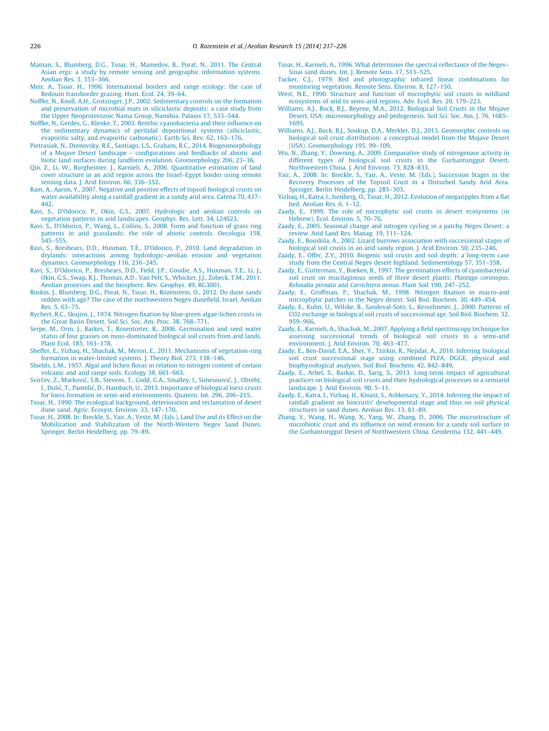Maman, S., Blumberg, D.G., Tsoar, H., Mamedov, B., Porat, N., 2011. The Central Asian ergs: a study by remote sensing and geographic information systems. Aeolian Res. 3, 353–366.

Meir, A., Tsoar, H., 1996. International borders and range ecology: the case of Bedouin transborder grazing. Hum. Ecol. 24, 39–64.

Noffke, N., Knoll, A.H., Grotzinger, J.P., 2002. Sedimentary controls on the formation and preservation of microbial mats in siliciclastic deposits: a case study from the Upper Neoproterozoic Nama Group, Namibia. Palaios 17, 533–544.

Noffke, N., Gerdes, G., Klenke, T., 2003. Benthic cyanobacteria and their influence on the sedimentary dynamics of peritidal depositional systems (siliciclastic, evaporitic salty, and evaporitic carbonatic). Earth-Sci. Rev. 62, 163–176.

Pietrasiak, N., Drenovsky, R.E., Santiago, L.S., Graham, R.C., 2014. Biogeomorphology of a Mojave Desert landscape – configurations and feedbacks of abiotic and biotic land surfaces during landform evolution. Geomorphology 206, 23–36.

Qin, Z., Li, W., Burgheimer, J., Karnieli, A., 2006. Quantitative estimation of land cover structure in an arid region across the Israel–Egypt border using remote sensing data. J. Arid Environ. 66, 336–352.

Ram, A., Aaron, Y., 2007. Negative and positive effects of topsoil biological crusts on water availability along a rainfall gradient in a sandy arid area. Catena 70, 437–442.

Ravi, S., D'Odorico, P., Okin, G.S., 2007. Hydrologic and aeolian controls on vegetation patterns in arid landscapes. Geophys. Res. Lett. 34, L24S23.

Ravi, S., D'Odorico, P., Wang, L., Collins, S., 2008. Form and function of grass ring patterns in arid grasslands: the role of abiotic controls. Oecologia 158, 545–555.

Ravi, S., Breshears, D.D., Huxman, T.E., D'Odorico, P., 2010. Land degradation in drylands: interactions among hydrologic–aeolian erosion and vegetation dynamics. Geomorphology 116, 236–245.

Ravi, S., D'Odorico, P., Breshears, D.D., Field, J.P., Goudie, A.S., Huxman, T.E., Li, J., Okin, G.S., Swap, R.J., Thomas, A.D., Van Pelt, S., Whicker, J.J., Zobeck, T.M., 2011. Aeolian processes and the biosphere. Rev. Geophys. 49, RG3001.

Roskin, J., Blumberg, D.G., Porat, N., Tsoar, H., Rozenstein, O., 2012. Do dune sands redden with age? The case of the northwestern Negev dunefield, Israel. Aeolian Res. 5, 63–75.

Rychert, R.C., Skujins, J., 1974. Nitrogen fixation by blue-green algae-lichen crusts in the Great Basin Desert. Soil Sci. Soc. Am. Proc. 38, 768–771.

Serpe, M., Orm, J., Barkes, T., Rosentreter, R., 2006. Germination and seed water status of four grasses on moss-dominated biological soil crusts from arid lands. Plant Ecol. 185, 163–178.

Sheffer, E., Yizhaq, H., Shachak, M., Meron, E., 2011. Mechanisms of vegetation-ring formation in water-limited systems. J. Theory Biol. 273, 138–146.

Shields, L.M., 1957. Algal and lichen floras in relation to nitrogen content of certain volcanic and arid range soils. Ecology 38, 661–663.

Svirčev, Z., Marković, S.B., Stevens, T., Codd, G.A., Smalley, I., Simeunović, J., Obreht, I., Dulić, T., Pantelić, D., Hambach, U., 2013. Importance of biological loess crusts for loess formation in semi-arid environments. Quatern. Int. 296, 206–215.

Tsoar, H., 1990. The ecological background, deterioration and reclamation of desert dune sand. Agric. Ecosyst. Environ. 33, 147–170.

Tsoar, H., 2008. In: Breckle, S., Yair, A., Veste, M. (Eds.), Land Use and its Effect on the Mobilization and Stabilization of the North-Western Negev Sand Dunes. Springer, Berlin Heidelberg, pp. 79–89.

Tsoar, H., Karnieli, A., 1996. What determines the spectral reflectance of the Negev–Sinai sand dunes. Int. J. Remote Sens. 17, 513–525.

Tucker, C.J., 1979. Red and photographic infrared linear combinations for monitoring vegetation. Remote Sens. Environ. 8, 127–150.

West, N.E., 1990. Structure and function of microphytic soil crusts in wildland ecosystems of arid to semi-arid regions. Adv. Ecol. Res. 20, 179–223.

Williams, A.J., Buck, B.J., Beyene, M.A., 2012. Biological Soil Crusts in the Mojave Desert, USA: micromorphology and pedogenesis. Soil Sci. Soc. Am. J. 76, 1685–1695.

Williams, A.J., Buck, B.J., Soukup, D.A., Merkler, D.J., 2013. Geomorphic controls on biological soil crust distribution: a conceptual model from the Mojave Desert (USA). Geomorphology 195, 99–109.

Wu, N., Zhang, Y., Downing, A., 2009. Comparative study of nitrogenase activity in different types of biological soil crusts in the Gurbantunggut Desert, Northwestern China. J. Arid Environ. 73, 828–833.

Yair, A., 2008. In: Breckle, S., Yair, A., Veste, M. (Eds.), Succession Stages in the Recovery Processes of the Topsoil Crust in a Disturbed Sandy Arid Area. Springer, Berlin Heidelberg, pp. 285–303.

Yizhaq, H., Katra, I., Isenberg, O., Tsoar, H., 2012. Evolution of megaripples from a flat bed. Aeolian Res. 6, 1–12.

Zaady, E., 1999. The role of microphytic soil crusts in desert ecosystems (in Hebrew). Ecol. Environ. 5, 70–76.

Zaady, E., 2005. Seasonal change and nitrogen cycling in a patchy Negev Desert: a review. Arid Land Res. Manag. 19, 111–124.

Zaady, E., Bouskila, A., 2002. Lizard burrows association with successional stages of biological soil crusts in an arid sandy region. J. Arid Environ. 50, 235–246.

Zaady, E., Offer, Z.Y., 2010. Biogenic soil crusts and soil depth: a long-term case study from the Central Negev desert highland. Sedimentology 57, 351–358.

Zaady, E., Gutterman, Y., Boeken, B., 1997. The germination effects of cyanobacterial soil crust on mucilaginous seeds of three desert plants: *Plantago coronopus*, *Reboudia pinnata* and *Carrichtera annua*. Plant Soil 190, 247–252.

Zaady, E., Groffman, P., Shachak, M., 1998. Nitrogen fixation in macro-and microphytic patches in the Negev desert. Soil Biol. Biochem. 30, 449–454.

Zaady, E., Kuhn, U., Wilske, B., Sandoval-Soto, L., Kesselmeier, J., 2000. Patterns of CO2 exchange in biological soil crusts of successional age. Soil Biol. Biochem. 32, 959–966.

Zaady, E., Karnieli, A., Shachak, M., 2007. Applying a field spectroscopy technique for assessing successional trends of biological soil crusts in a semi-arid environment. J. Arid Environ. 70, 463–477.

Zaady, E., Ben-David, E.A., Sher, Y., Tzirkin, R., Nejidat, A., 2010. Inferring biological soil crust successional stage using combined PLFA, DGGE, physical and biophysiological analyses. Soil Biol. Biochem. 42, 842–849.

Zaady, E., Arbel, S., Barkai, D., Sarig, S., 2013. Long-term impact of agricultural practices on biological soil crusts and their hydrological processes in a semiarid landscape. J. Arid Environ. 90, 5–11.

Zaady, E., Katra, I., Yizhaq, H., Kinast, S., Ashkenazy, Y., 2014. Inferring the impact of rainfall gradient on biocrusts' developmental stage and thus on soil physical structures in sand dunes. Aeolian Res. 13, 81–89.

Zhang, Y., Wang, H., Wang, X., Yang, W., Zhang, D., 2006. The microstructure of microbiotic crust and its influence on wind erosion for a sandy soil surface in the Gurbantunggut Desert of Northwestern China. Geoderma 132, 441–449.